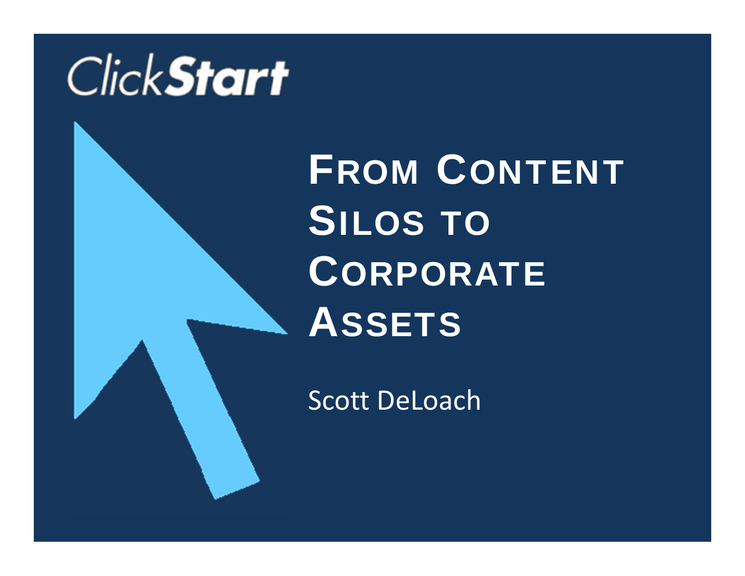ClickStart

# From Content Silos to Corporate Assets

Scott DeLoach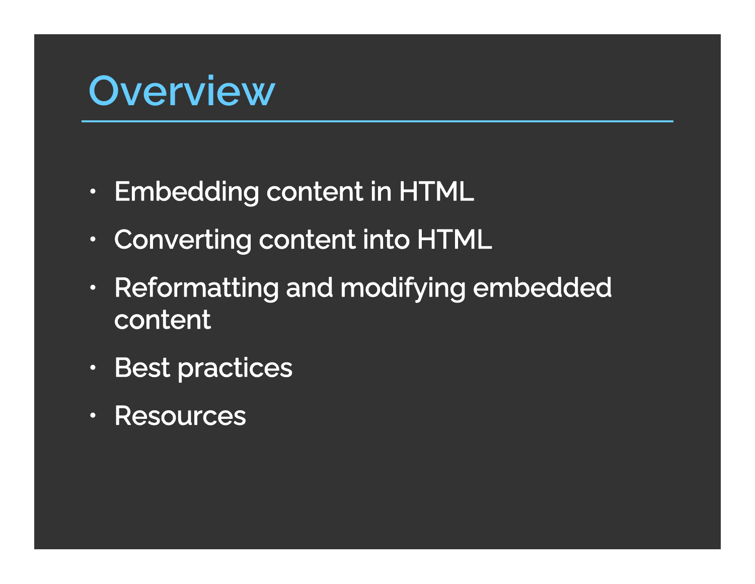# Overview

- Embedding content in HTML
- Converting content into HTML
- Reformatting and modifying embedded content
- Best practices
- Resources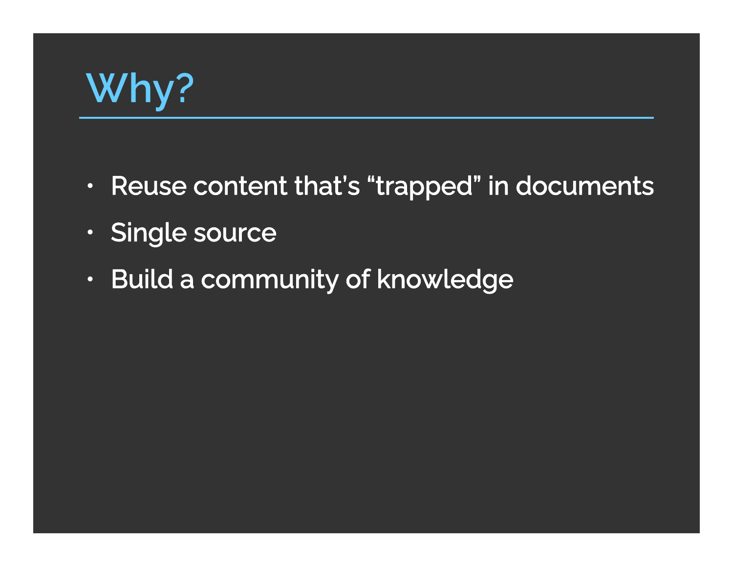# Why?

- Reuse content that's "trapped" in documents
- Single source
- Build a community of knowledge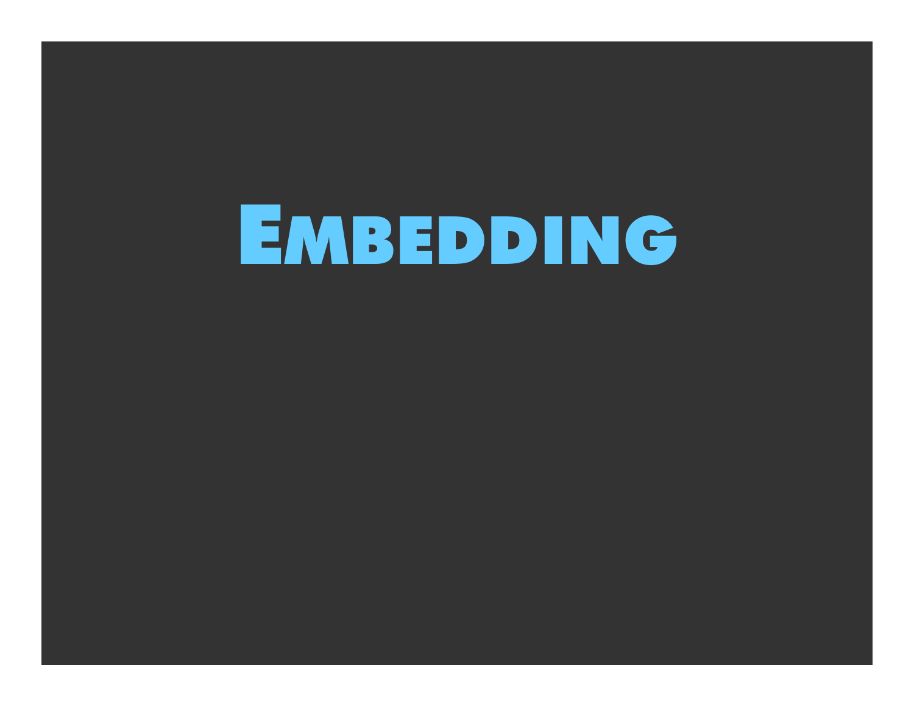# Embedding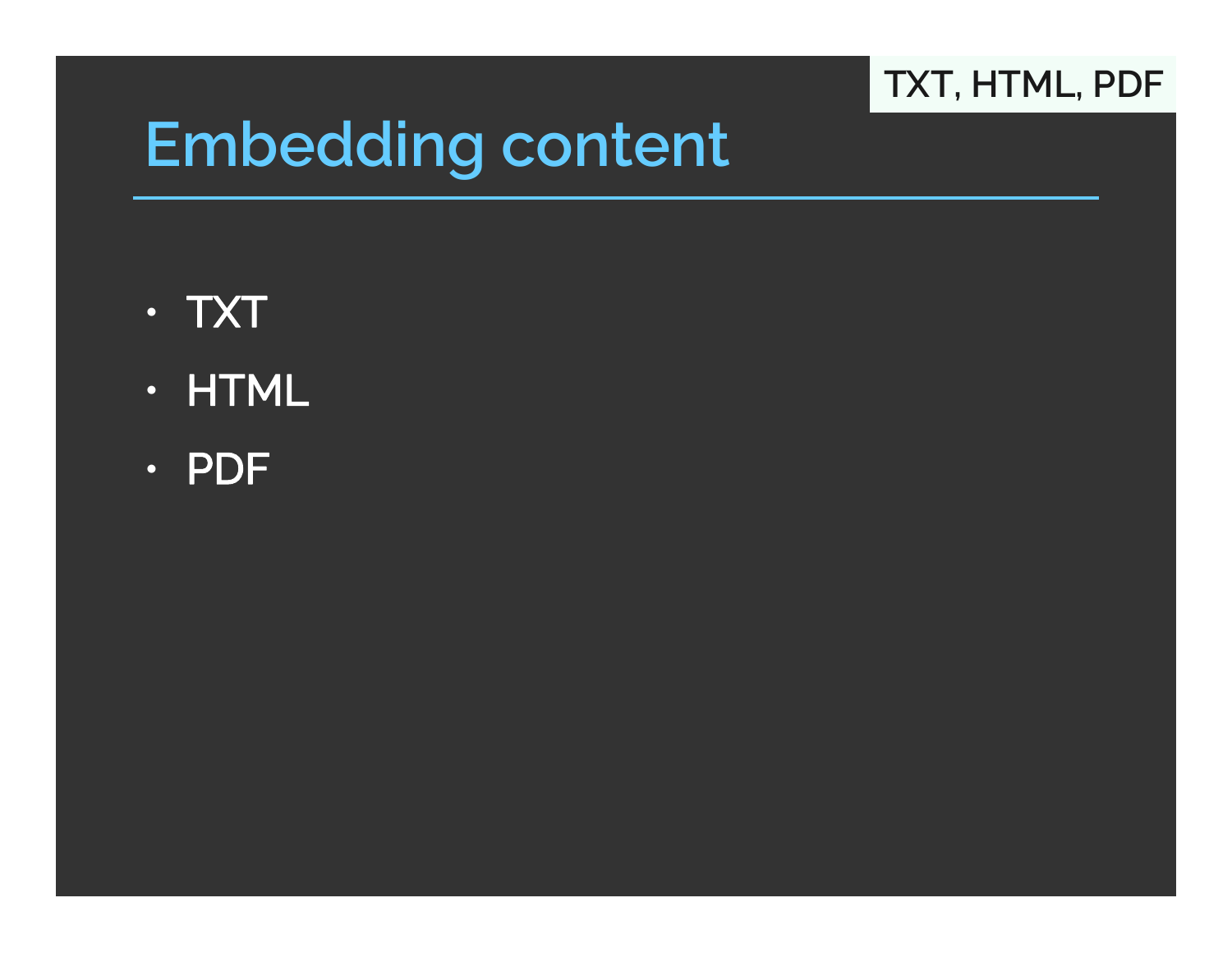TXT, HTML, PDF

# Embedding content

- TXT
- HTML
- PDF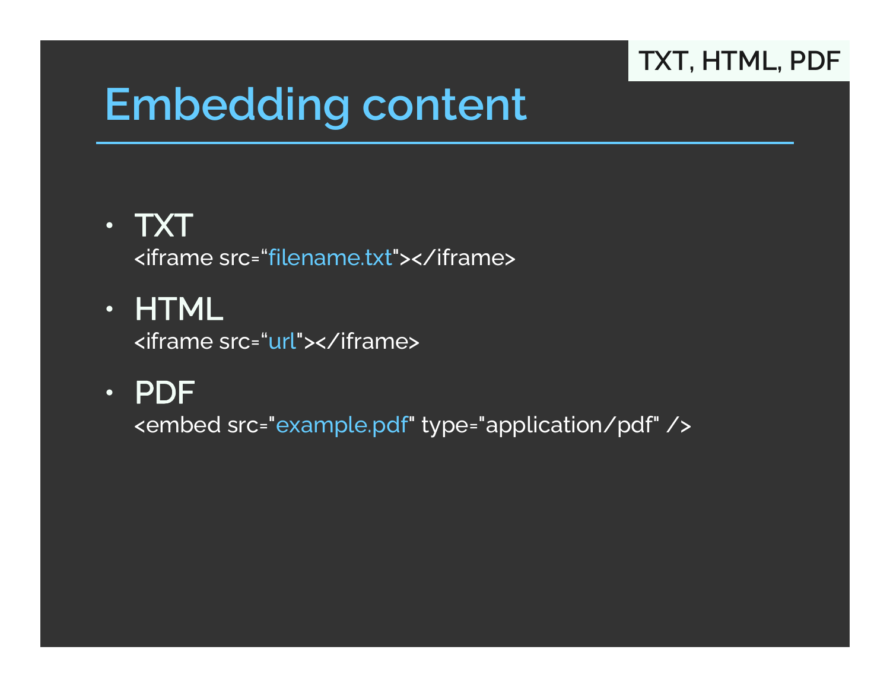TXT, HTML, PDF

# Embedding content

- TXT
  <iframe src="filename.txt"></iframe>
- HTML
  <iframe src="url"></iframe>
- PDF
  <embed src="example.pdf" type="application/pdf" />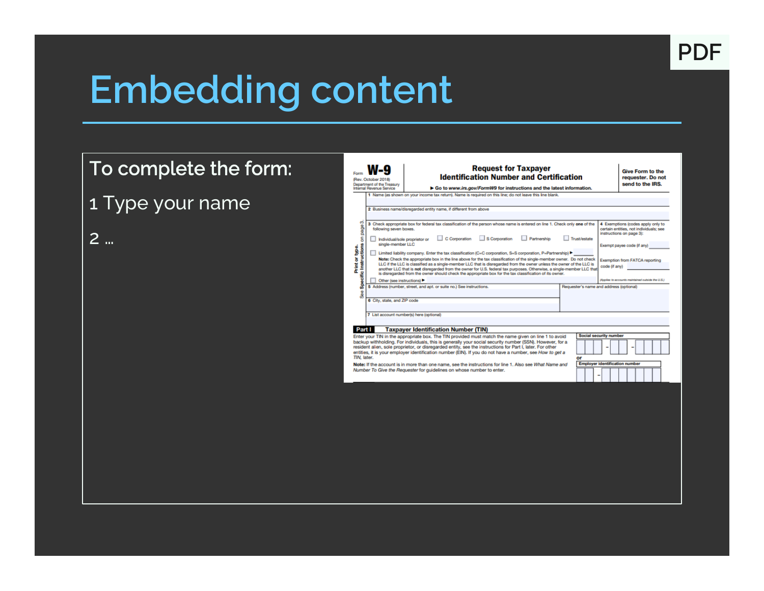PDF

# Embedding content

To complete the form:

1 Type your name

2 …

Form **W-9**
(Rev. October 2018)
Department of the Treasury
Internal Revenue Service

**Request for Taxpayer Identification Number and Certification**

▶ Go to *www.irs.gov/FormW9* for instructions and the latest information.

**Give Form to the requester. Do not send to the IRS.**

Print or type.
See Specific Instructions on page 3.

1 Name (as shown on your income tax return). Name is required on this line; do not leave this line blank.

2 Business name/disregarded entity name, if different from above

3 Check appropriate box for federal tax classification of the person whose name is entered on line 1. Check only **one** of the following seven boxes.

☐ Individual/sole proprietor or single-member LLC ☐ C Corporation ☐ S Corporation ☐ Partnership ☐ Trust/estate

☐ Limited liability company. Enter the tax classification (C=C corporation, S=S corporation, P=Partnership) ▶ ____

**Note:** Check the appropriate box in the line above for the tax classification of the single-member owner. Do not check LLC if the LLC is classified as a single-member LLC that is disregarded from the owner unless the owner of the LLC is another LLC that is **not** disregarded from the owner for U.S. federal tax purposes. Otherwise, a single-member LLC that is disregarded from the owner should check the appropriate box for the tax classification of its owner.

☐ Other (see instructions) ▶

4 Exemptions (codes apply only to certain entities, not individuals; see instructions on page 3):

Exempt payee code (if any) ____

Exemption from FATCA reporting code (if any) ____

(Applies to accounts maintained outside the U.S.)

5 Address (number, street, and apt. or suite no.) See instructions.

Requester's name and address (optional)

6 City, state, and ZIP code

7 List account number(s) here (optional)

**Part I Taxpayer Identification Number (TIN)**

Enter your TIN in the appropriate box. The TIN provided must match the name given on line 1 to avoid backup withholding. For individuals, this is generally your social security number (SSN). However, for a resident alien, sole proprietor, or disregarded entity, see the instructions for Part I, later. For other entities, it is your employer identification number (EIN). If you do not have a number, see *How to get a TIN,* later.

**Note:** If the account is in more than one name, see the instructions for line 1. Also see *What Name and Number To Give the Requester* for guidelines on whose number to enter.

**Social security number**

☐☐☐ - ☐☐ - ☐☐☐☐

**or**

**Employer identification number**

☐☐ - ☐☐☐☐☐☐☐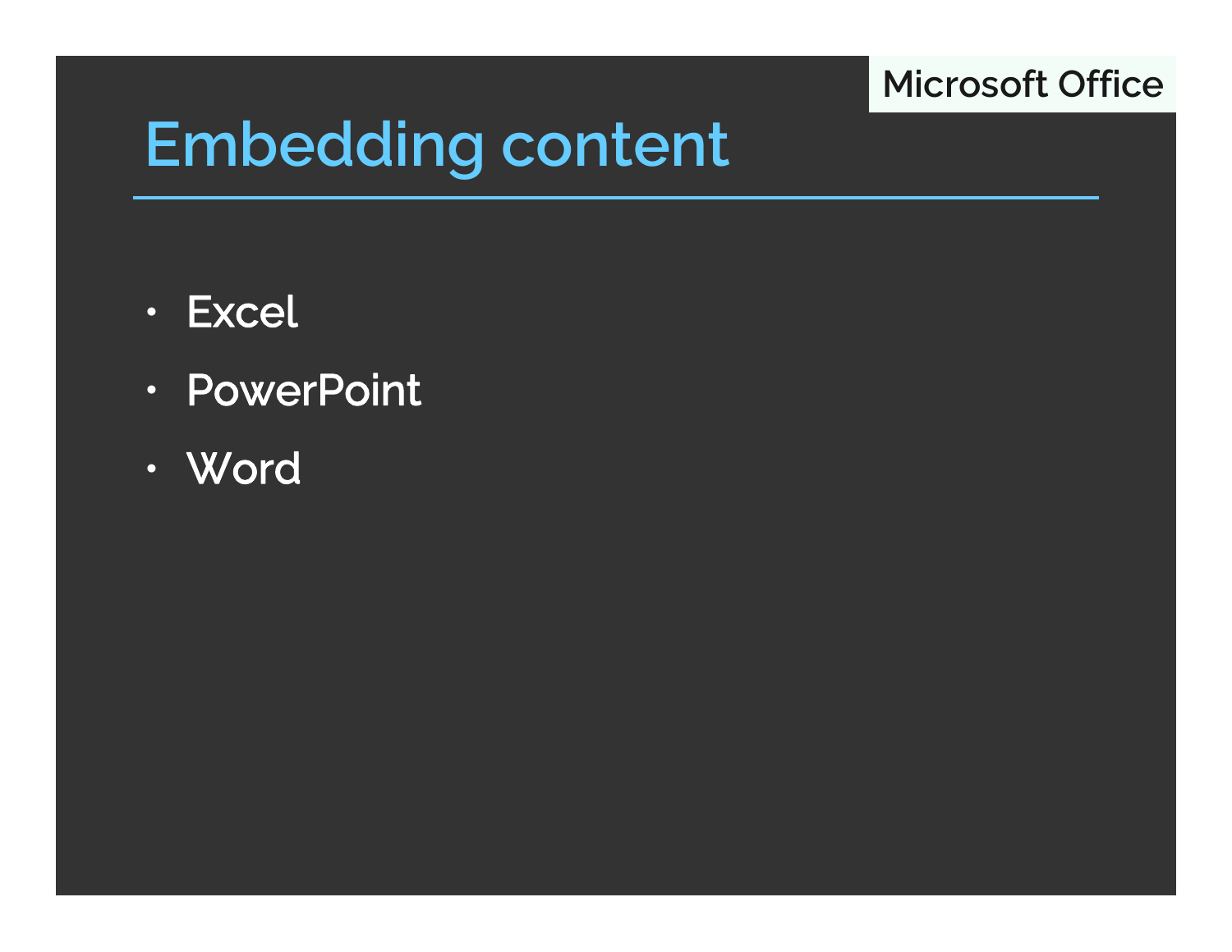Microsoft Office

# Embedding content

- Excel
- PowerPoint
- Word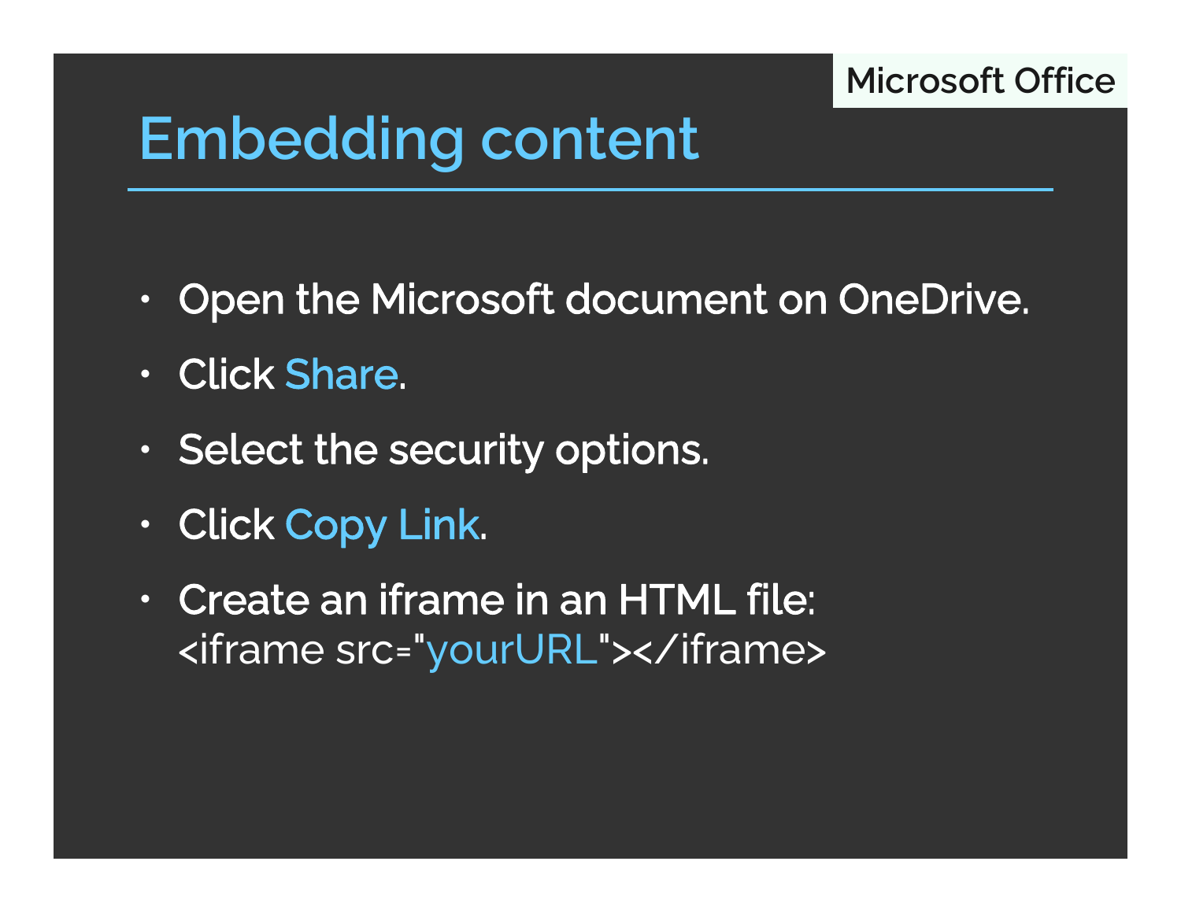Microsoft Office

# Embedding content

- Open the Microsoft document on OneDrive.
- Click Share.
- Select the security options.
- Click Copy Link.
- Create an iframe in an HTML file:
  `<iframe src="yourURL"></iframe>`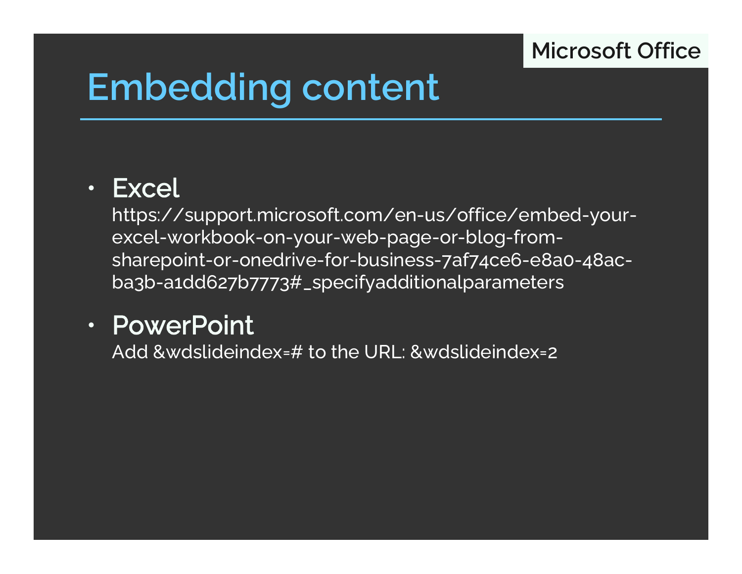Microsoft Office

# Embedding content

- **Excel**
  https://support.microsoft.com/en-us/office/embed-your-excel-workbook-on-your-web-page-or-blog-from-sharepoint-or-onedrive-for-business-7af74ce6-e8a0-48ac-ba3b-a1dd627b7773#_specifyadditionalparameters
- **PowerPoint**
  Add &wdslideindex=# to the URL: &wdslideindex=2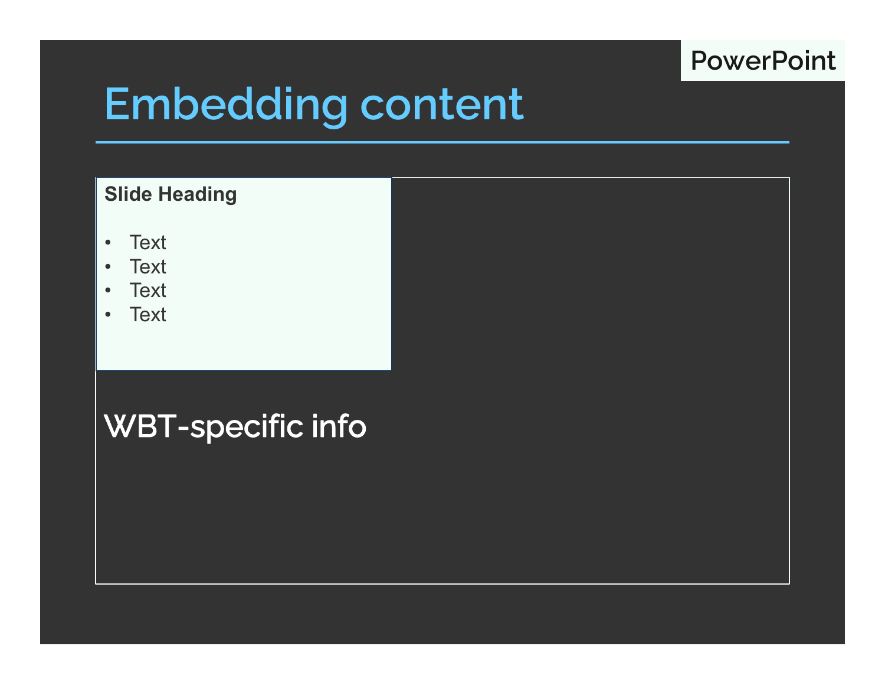PowerPoint

# Embedding content

**Slide Heading**

- Text
- Text
- Text
- Text

WBT-specific info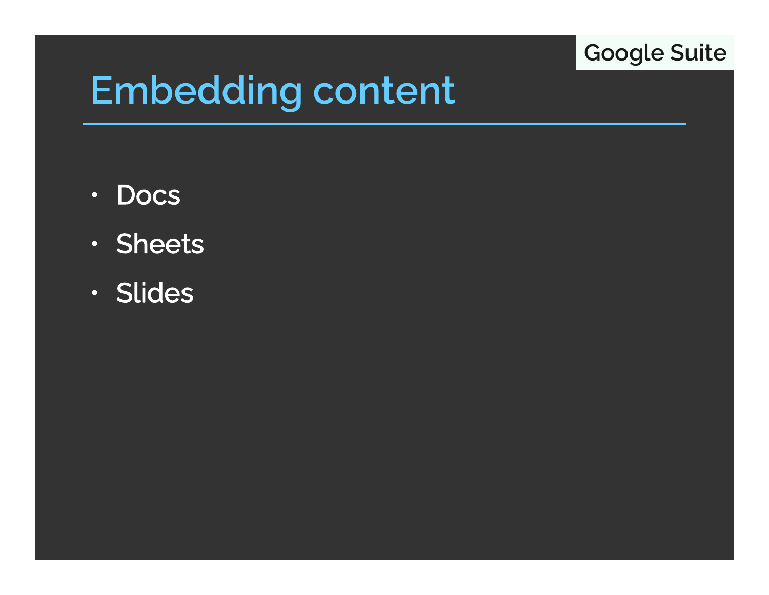Google Suite

# Embedding content

- Docs
- Sheets
- Slides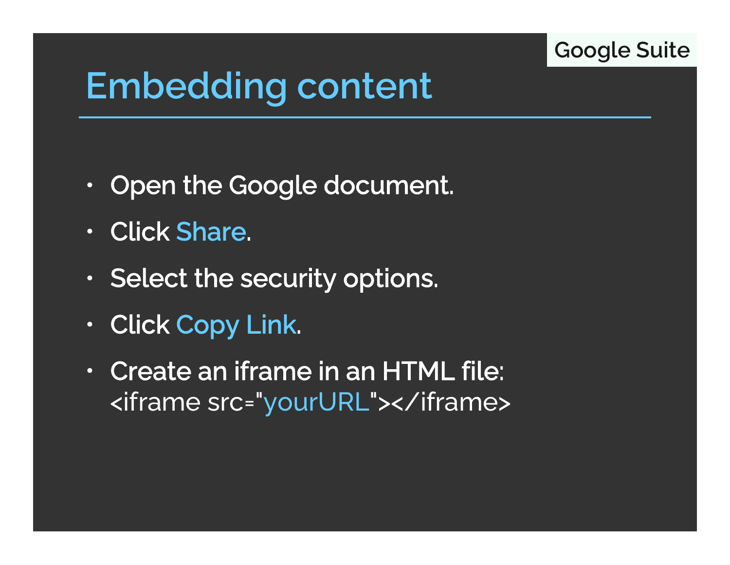Google Suite

# Embedding content

- Open the Google document.
- Click Share.
- Select the security options.
- Click Copy Link.
- Create an iframe in an HTML file:
  <iframe src="yourURL"></iframe>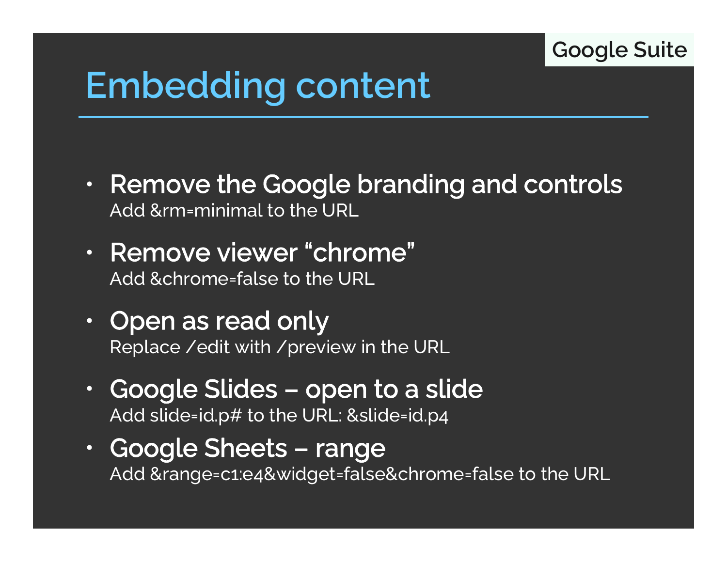Google Suite

# Embedding content

- **Remove the Google branding and controls**
  Add &rm=minimal to the URL
- **Remove viewer “chrome”**
  Add &chrome=false to the URL
- **Open as read only**
  Replace /edit with /preview in the URL
- **Google Slides – open to a slide**
  Add slide=id.p# to the URL: &slide=id.p4
- **Google Sheets – range**
  Add &range=c1:e4&widget=false&chrome=false to the URL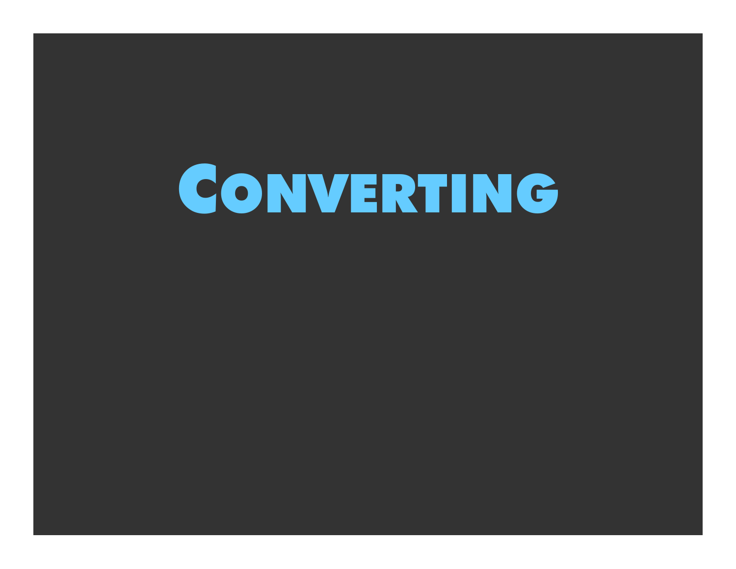# Converting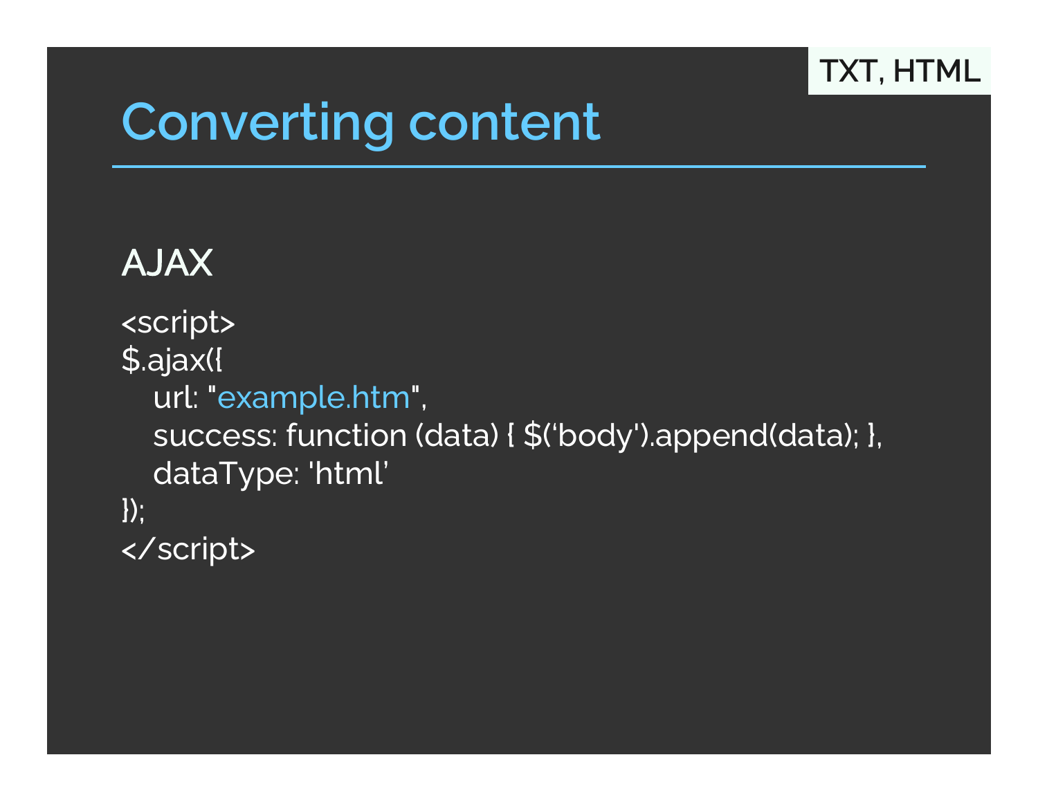TXT, HTML

# Converting content

## AJAX

```
<script>
$.ajax({
   url: "example.htm",
   success: function (data) { $('body').append(data); },
   dataType: 'html'
});
</script>
```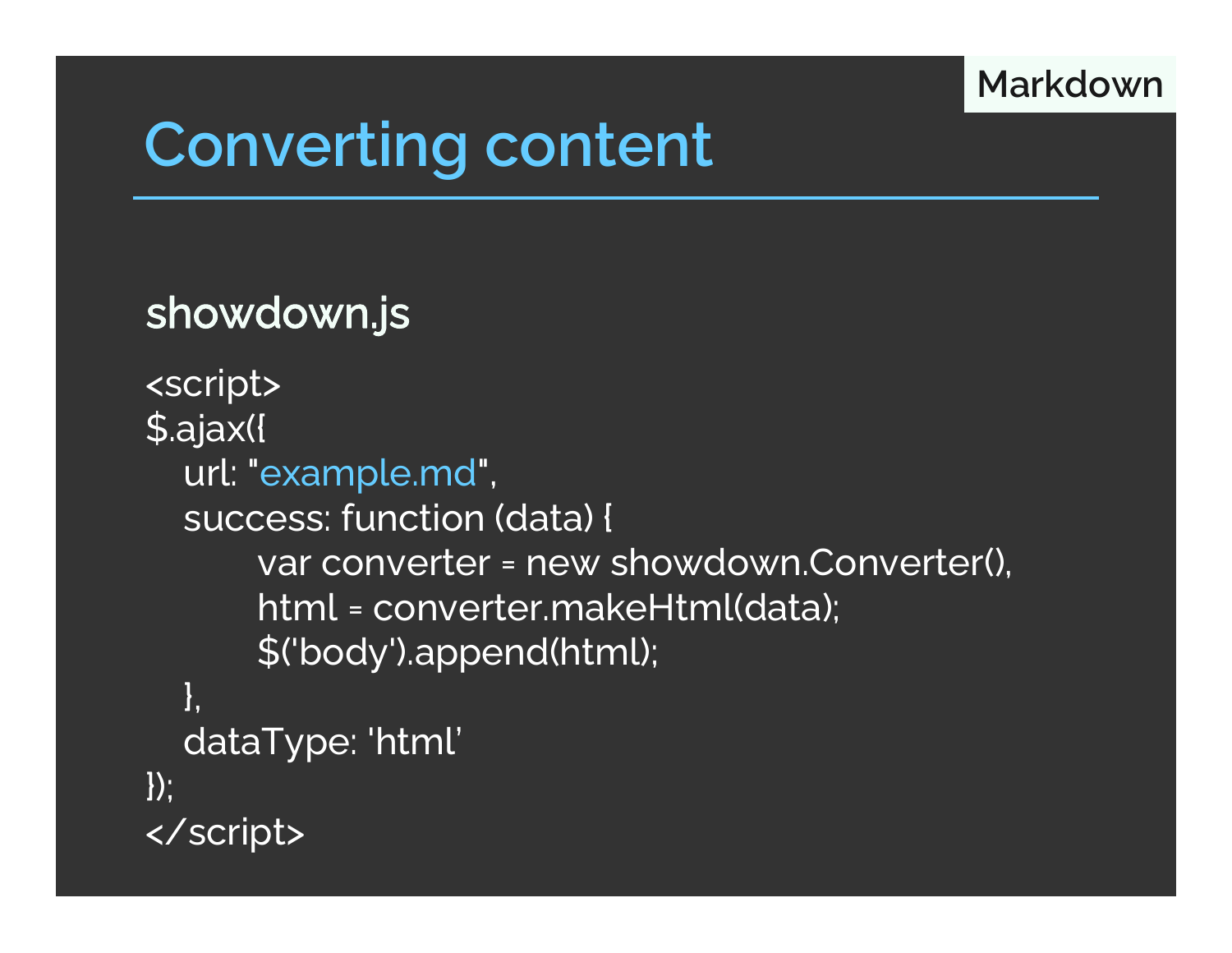Markdown

# Converting content

### showdown.js

```
<script>
$.ajax({
   url: "example.md",
   success: function (data) {
         var converter = new showdown.Converter(),
         html = converter.makeHtml(data);
         $('body').append(html);
   },
   dataType: 'html'
});
</script>
```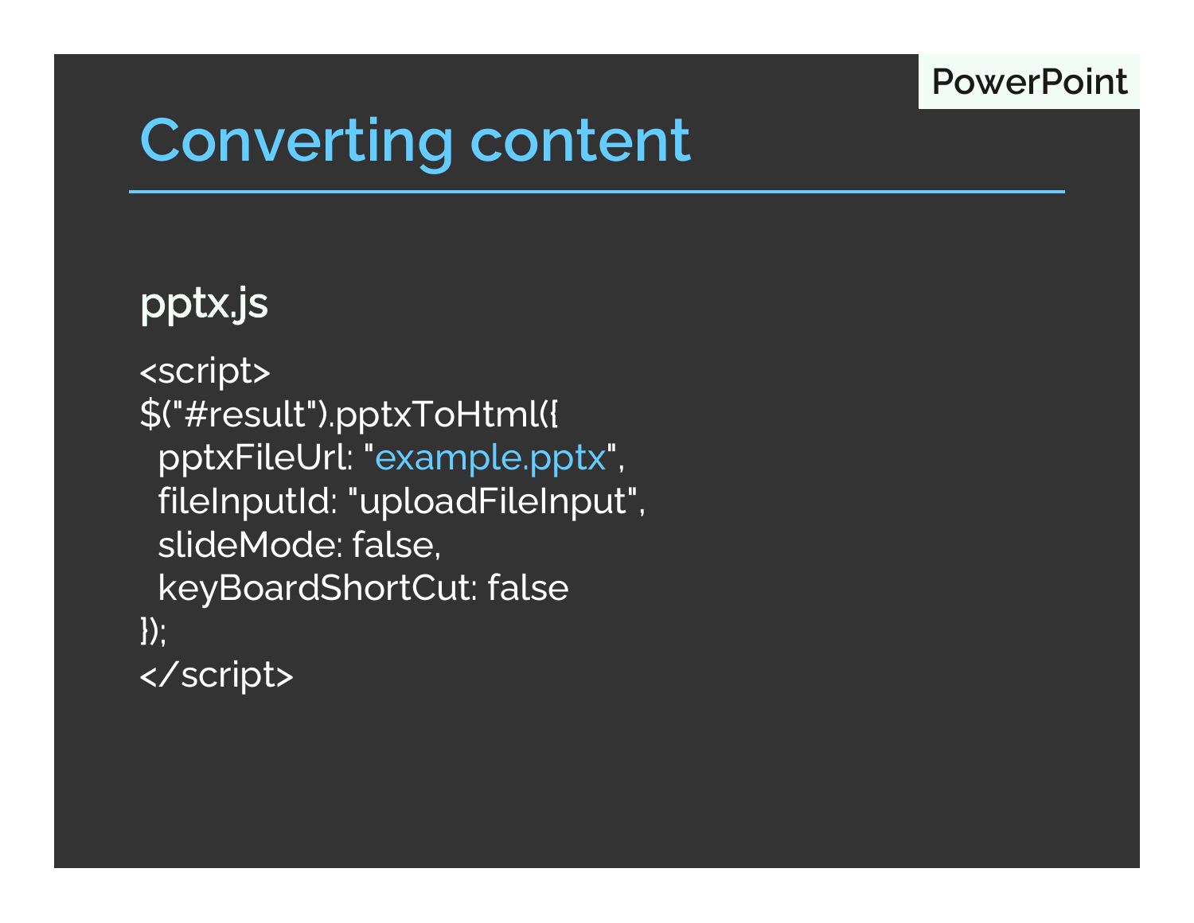PowerPoint

# Converting content

## pptx.js

```
<script>
$("#result").pptxToHtml({
  pptxFileUrl: "example.pptx",
  fileInputId: "uploadFileInput",
  slideMode: false,
  keyBoardShortCut: false
});
</script>
```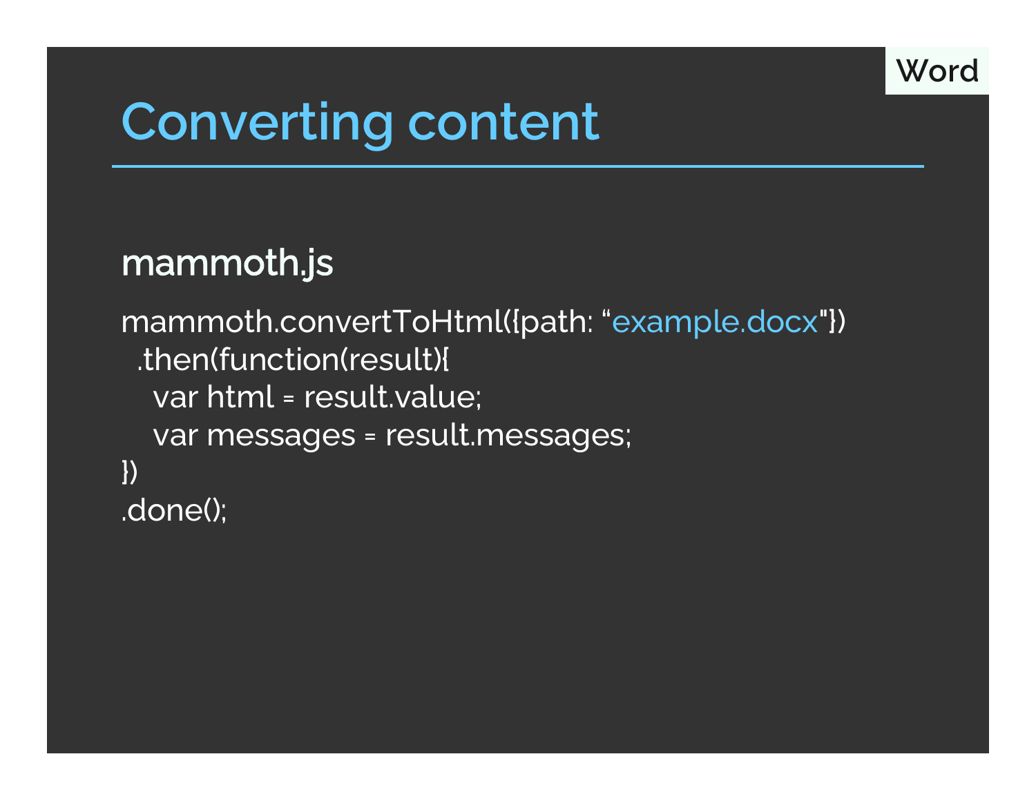Word

# Converting content

## mammoth.js

```
mammoth.convertToHtml({path: “example.docx"})
  .then(function(result){
    var html = result.value;
    var messages = result.messages;
})
.done();
```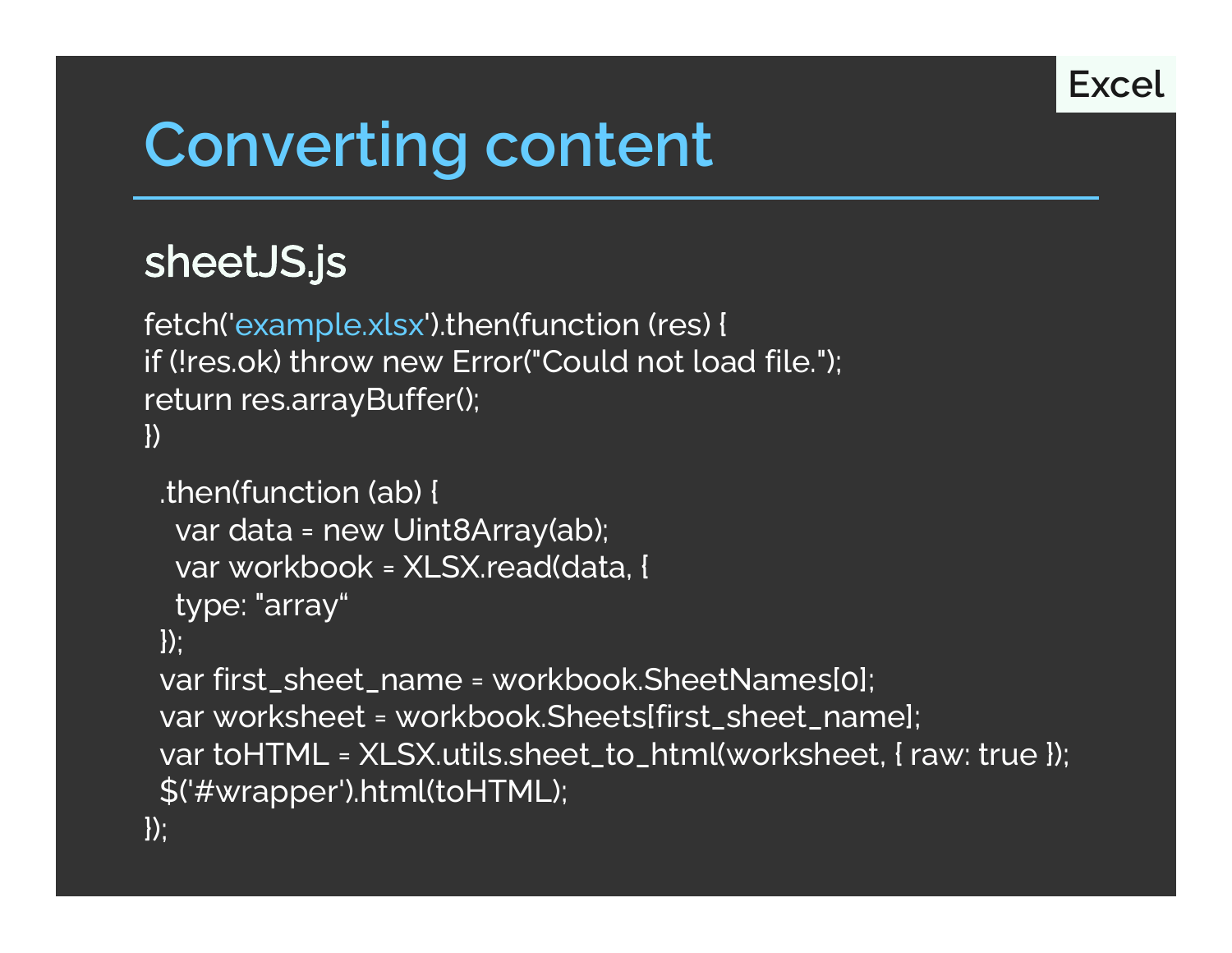Excel

# Converting content

## sheetJS.js

```
fetch('example.xlsx').then(function (res) {
if (!res.ok) throw new Error("Could not load file.");
return res.arrayBuffer();
})

  .then(function (ab) {
    var data = new Uint8Array(ab);
    var workbook = XLSX.read(data, {
    type: "array“
  });
  var first_sheet_name = workbook.SheetNames[0];
  var worksheet = workbook.Sheets[first_sheet_name];
  var toHTML = XLSX.utils.sheet_to_html(worksheet, { raw: true });
  $('#wrapper').html(toHTML);
});
```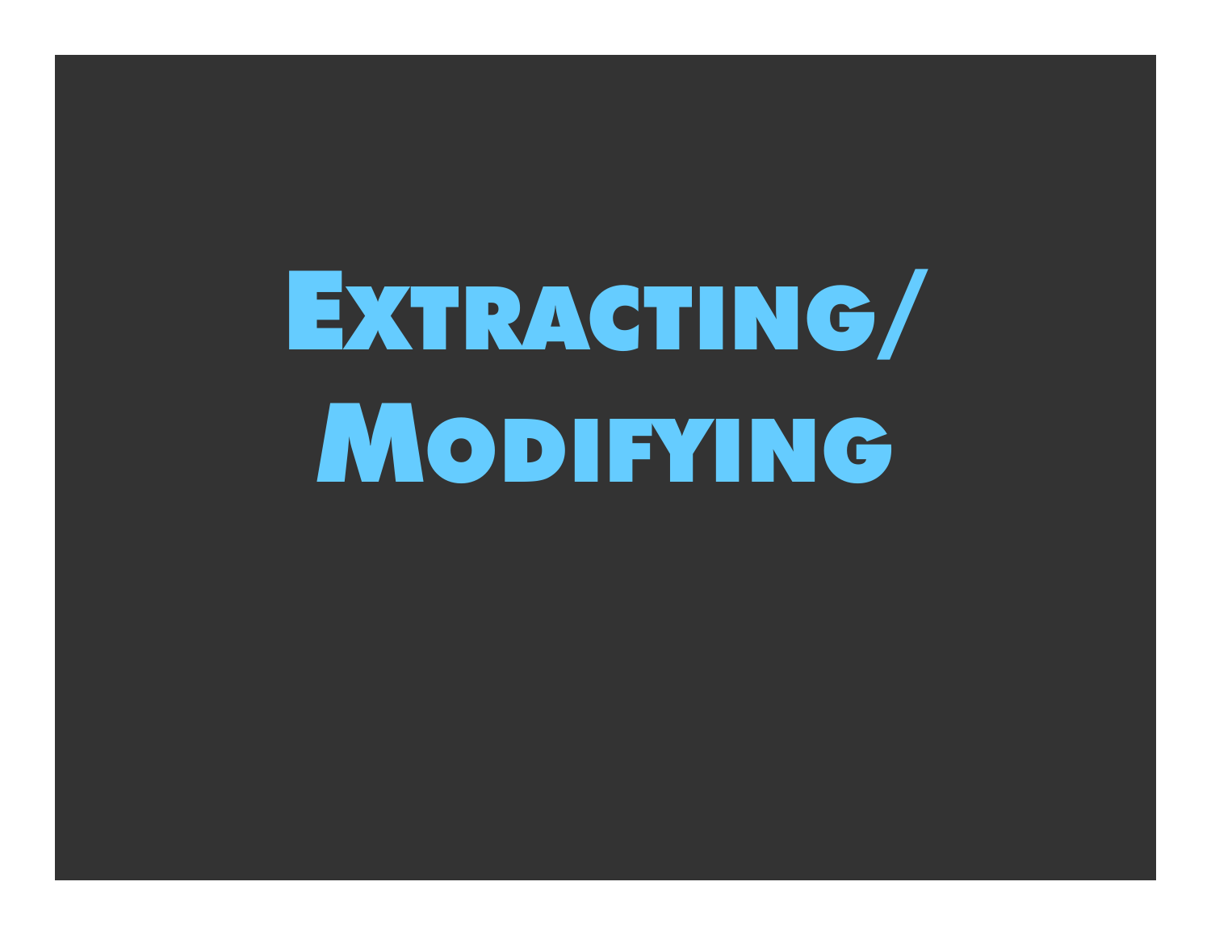# Extracting/ Modifying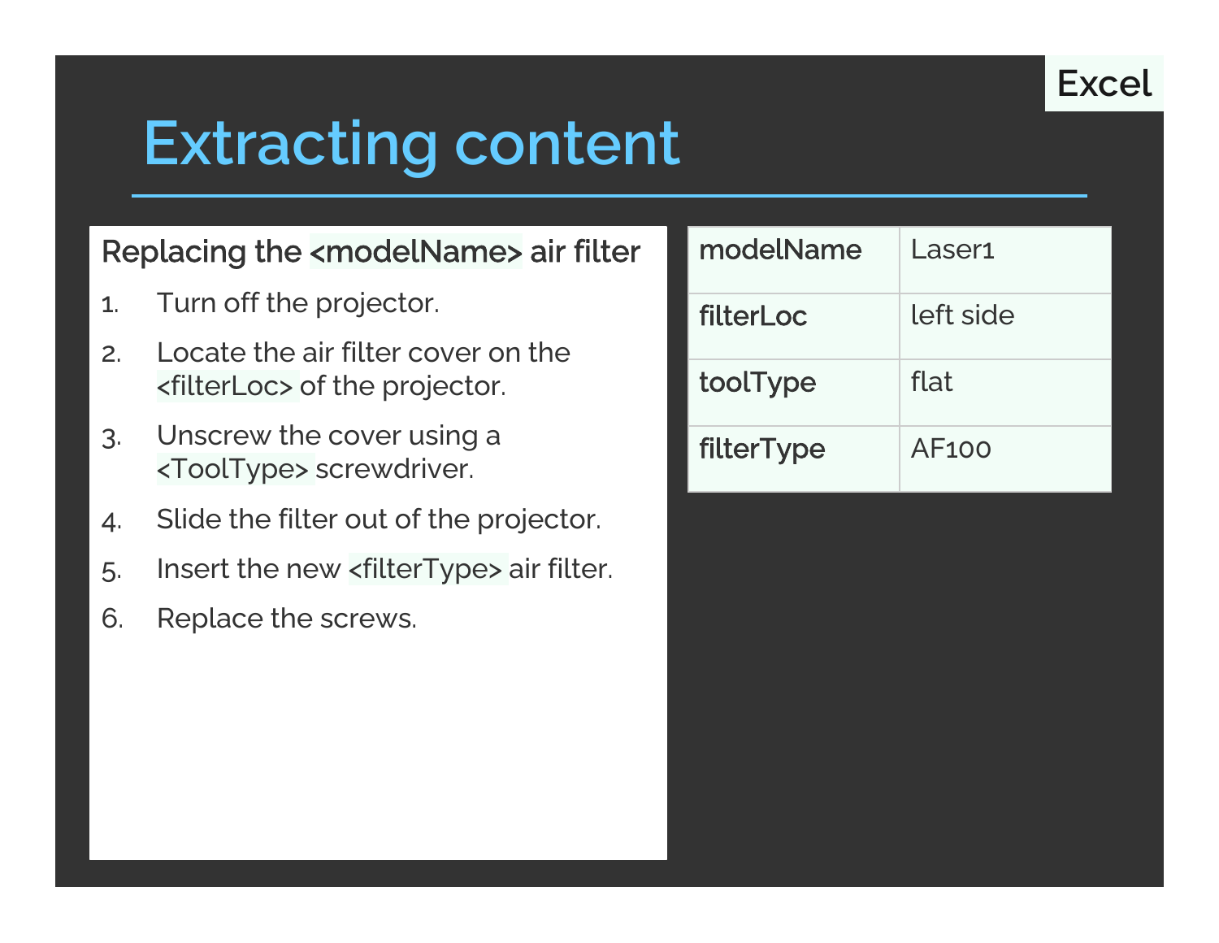Excel

# Extracting content

### Replacing the <modelName> air filter

1. Turn off the projector.
2. Locate the air filter cover on the <filterLoc> of the projector.
3. Unscrew the cover using a <ToolType> screwdriver.
4. Slide the filter out of the projector.
5. Insert the new <filterType> air filter.
6. Replace the screws.

| | |
|---|---|
| **modelName** | Laser1 |
| **filterLoc** | left side |
| **toolType** | flat |
| **filterType** | AF100 |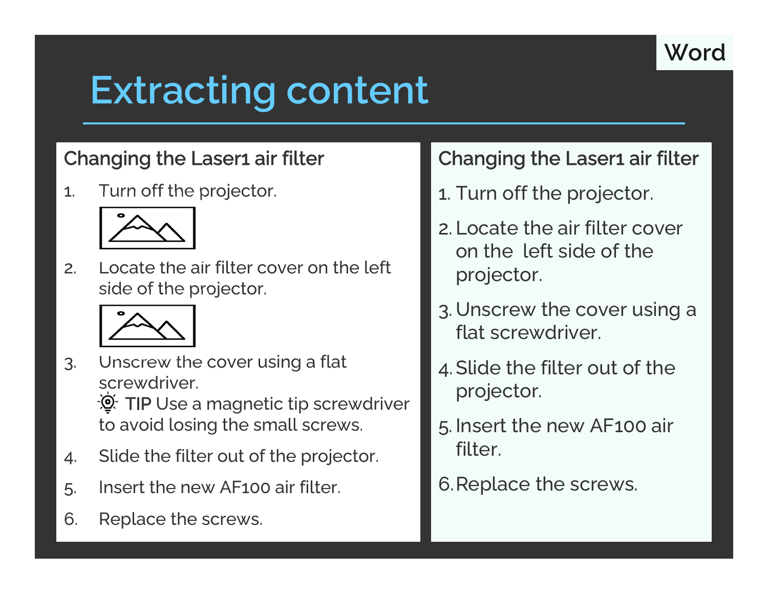Word

# Extracting content

## Changing the Laser1 air filter

1. Turn off the projector.

2. Locate the air filter cover on the left side of the projector.

3. Unscrew the cover using a flat screwdriver.
   **TIP** Use a magnetic tip screwdriver to avoid losing the small screws.
4. Slide the filter out of the projector.
5. Insert the new AF100 air filter.
6. Replace the screws.

## Changing the Laser1 air filter

1. Turn off the projector.
2. Locate the air filter cover on the  left side of the projector.
3. Unscrew the cover using a flat screwdriver.
4. Slide the filter out of the projector.
5. Insert the new AF100 air filter.
6. Replace the screws.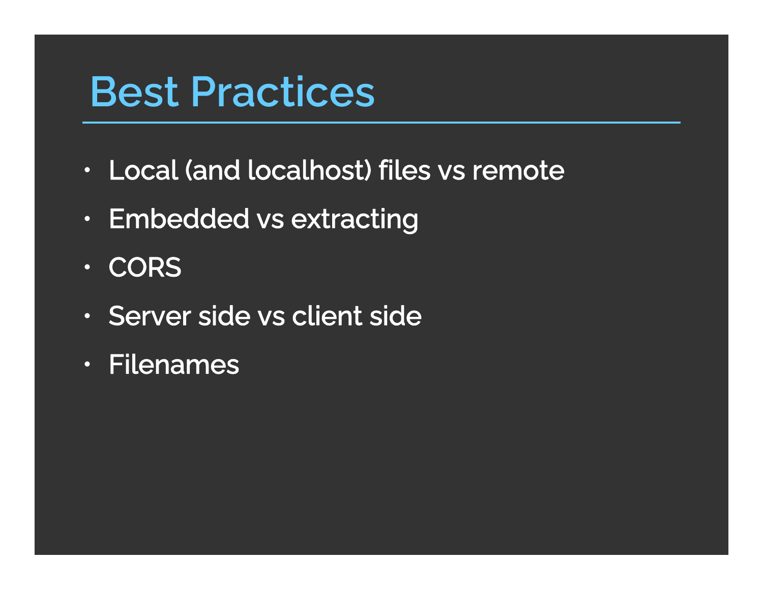# Best Practices

- Local (and localhost) files vs remote
- Embedded vs extracting
- CORS
- Server side vs client side
- Filenames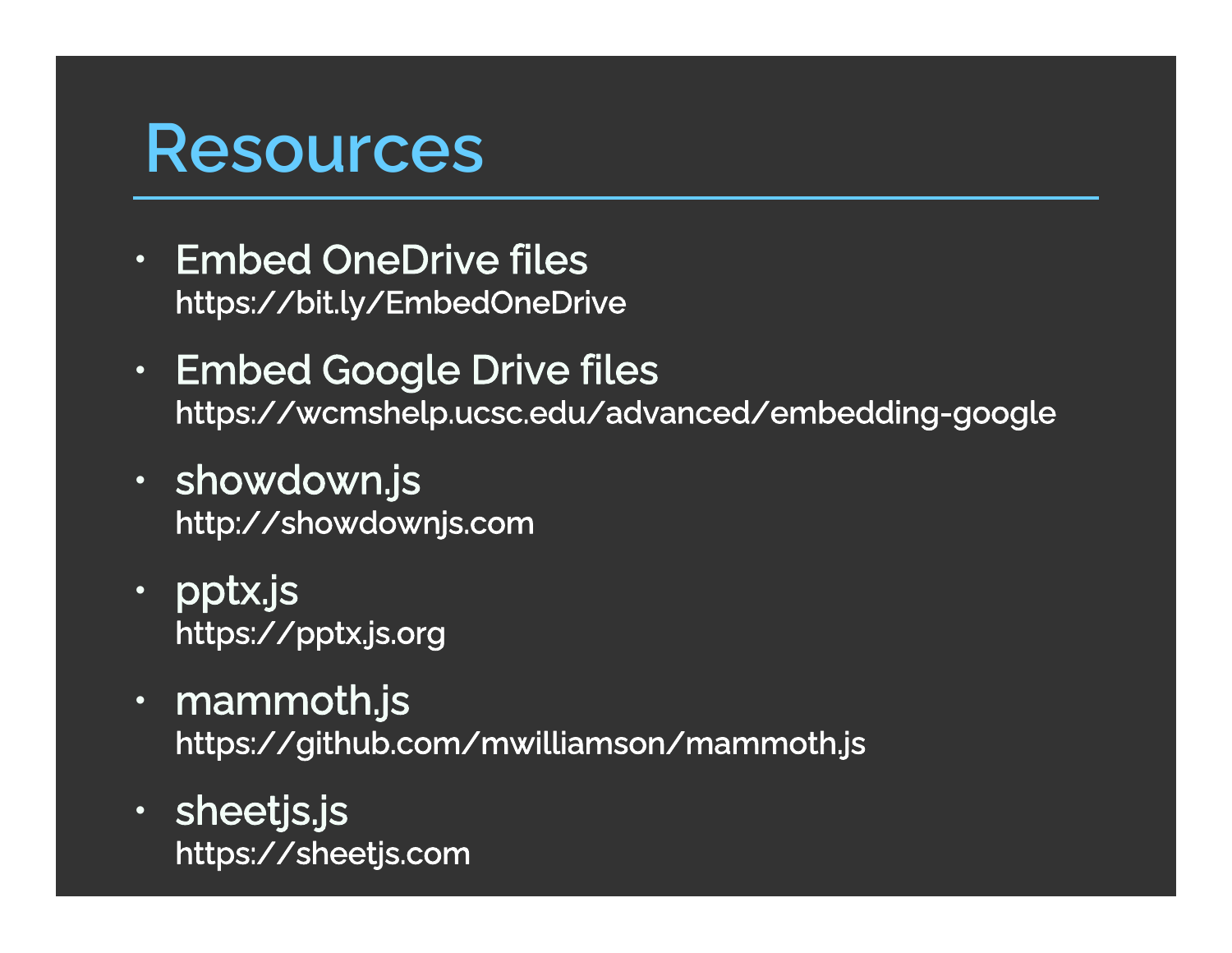# Resources

- Embed OneDrive files
  https://bit.ly/EmbedOneDrive
- Embed Google Drive files
  https://wcmshelp.ucsc.edu/advanced/embedding-google
- showdown.js
  http://showdownjs.com
- pptx.js
  https://pptx.js.org
- mammoth.js
  https://github.com/mwilliamson/mammoth.js
- sheetjs.js
  https://sheetjs.com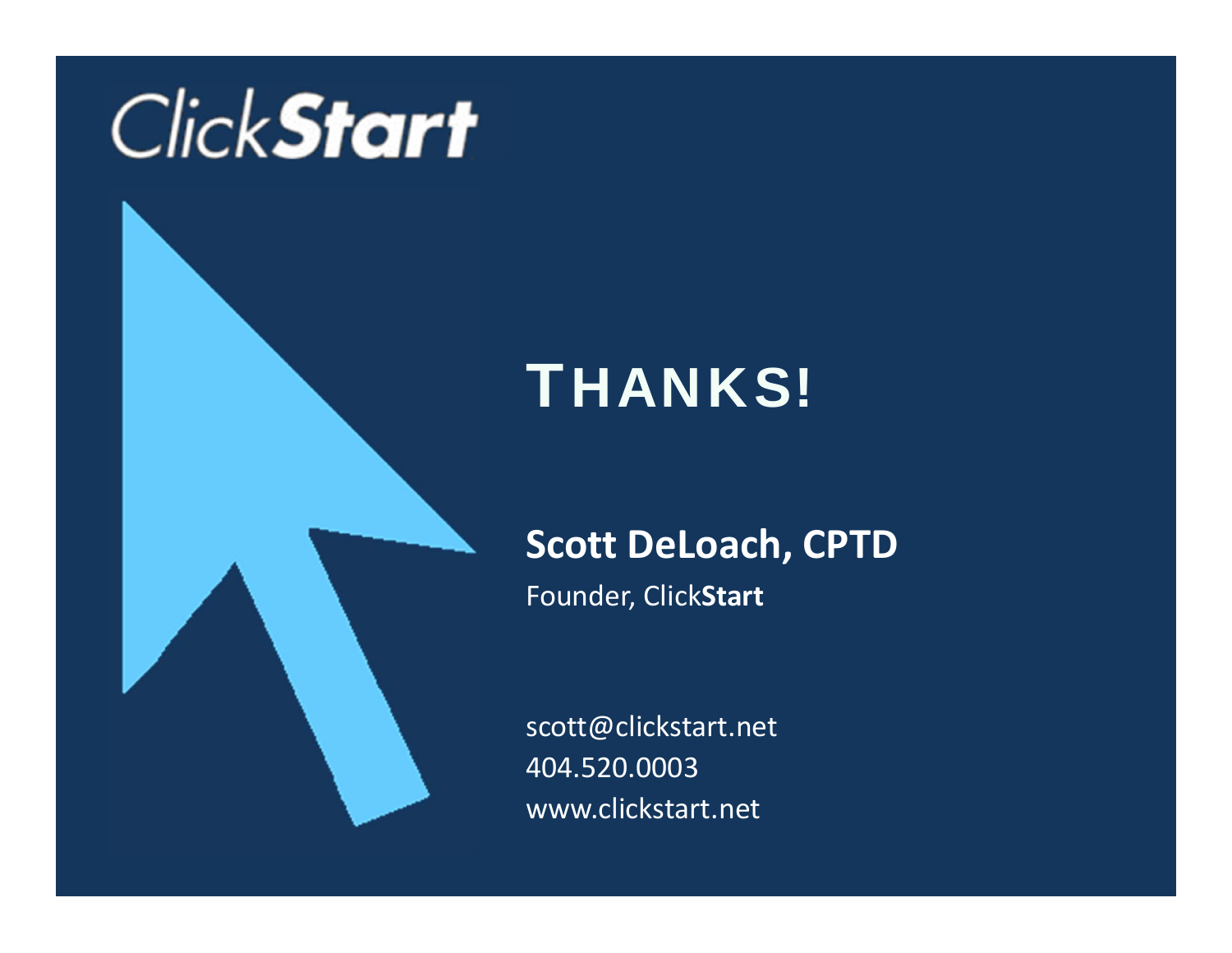ClickStart

# THANKS!

**Scott DeLoach, CPTD**

Founder, Click**Start**

scott@clickstart.net
404.520.0003
www.clickstart.net